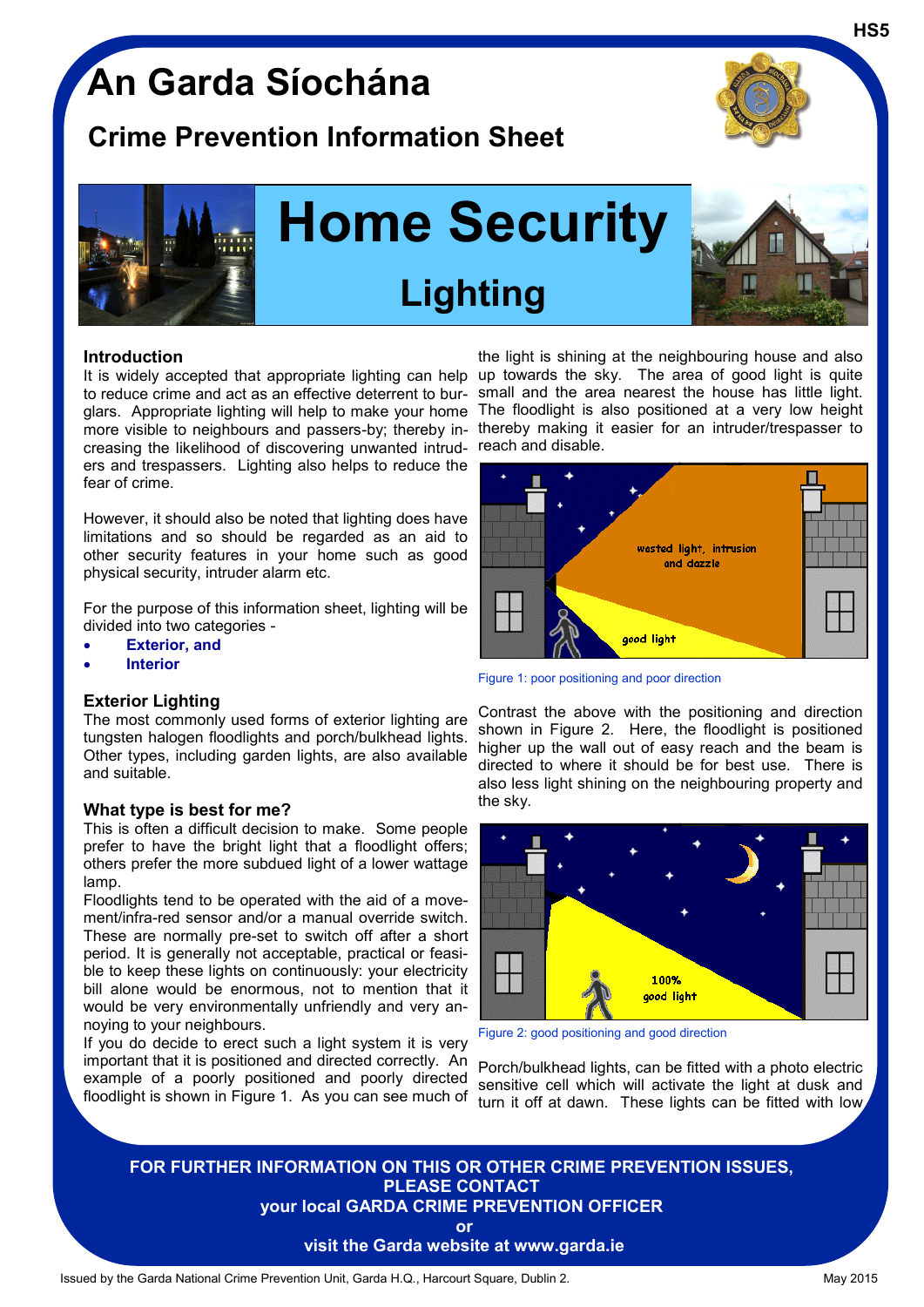# An Garda Síochána

## Crime Prevention Information Sheet

# Home Security

## Lighting

### Introduction

It is widely accepted that appropriate lighting can help to reduce crime and act as an effective deterrent to burglars. Appropriate lighting will help to make your home more visible to neighbours and passers-by; thereby increasing the likelihood of discovering unwanted intruders and trespassers. Lighting also helps to reduce the fear of crime.

However, it should also be noted that lighting does have limitations and so should be regarded as an aid to other security features in your home such as good physical security, intruder alarm etc.

For the purpose of this information sheet, lighting will be divided into two categories -

- **Exterior, and**
- **Interior**

### Exterior Lighting

The most commonly used forms of exterior lighting are tungsten halogen floodlights and porch/bulkhead lights. Other types, including garden lights, are also available and suitable.

### What type is best for me?

This is often a difficult decision to make. Some people prefer to have the bright light that a floodlight offers; others prefer the more subdued light of a lower wattage lamp.

Floodlights tend to be operated with the aid of a movement/infra-red sensor and/or a manual override switch. These are normally pre-set to switch off after a short period. It is generally not acceptable, practical or feasible to keep these lights on continuously: your electricity bill alone would be enormous, not to mention that it would be very environmentally unfriendly and very annoying to your neighbours.

If you do decide to erect such a light system it is very important that it is positioned and directed correctly. An example of a poorly positioned and poorly directed floodlight is shown in Figure 1. As you can see much of the light is shining at the neighbouring house and also up towards the sky. The area of good light is quite small and the area nearest the house has little light. The floodlight is also positioned at a very low height thereby making it easier for an intruder/trespasser to reach and disable.

Figure 1: poor positioning and poor direction

Contrast the above with the positioning and direction shown in Figure 2. Here, the floodlight is positioned higher up the wall out of easy reach and the beam is directed to where it should be for best use. There is also less light shining on the neighbouring property and the sky.

Figure 2: good positioning and good direction

Porch/bulkhead lights, can be fitted with a photo electric sensitive cell which will activate the light at dusk and turn it off at dawn. These lights can be fitted with low

**FOR FURTHER INFORMATION ON THIS OR OTHER CRIME PREVENTION ISSUES, PLEASE CONTACT**
**your local GARDA CRIME PREVENTION OFFICER**
**or**
**visit the Garda website at www.garda.ie**

Issued by the Garda National Crime Prevention Unit, Garda H.Q., Harcourt Square, Dublin 2. May 2015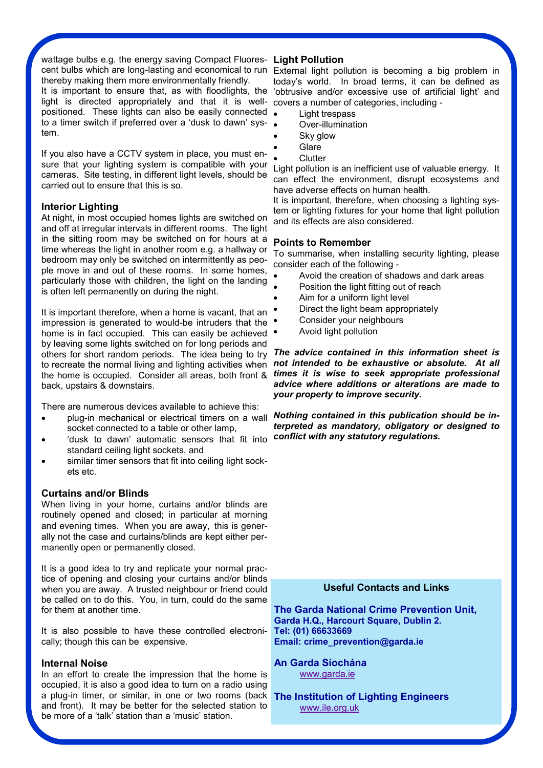wattage bulbs e.g. the energy saving Compact Fluorescent bulbs which are long-lasting and economical to run thereby making them more environmentally friendly.
It is important to ensure that, as with floodlights, the light is directed appropriately and that it is well-positioned. These lights can also be easily connected to a timer switch if preferred over a 'dusk to dawn' system.

If you also have a CCTV system in place, you must ensure that your lighting system is compatible with your cameras. Site testing, in different light levels, should be carried out to ensure that this is so.

### Interior Lighting

At night, in most occupied homes lights are switched on and off at irregular intervals in different rooms. The light in the sitting room may be switched on for hours at a time whereas the light in another room e.g. a hallway or bedroom may only be switched on intermittently as people move in and out of these rooms. In some homes, particularly those with children, the light on the landing is often left permanently on during the night.

It is important therefore, when a home is vacant, that an impression is generated to would-be intruders that the home is in fact occupied. This can easily be achieved by leaving some lights switched on for long periods and others for short random periods. The idea being to try to recreate the normal living and lighting activities when the home is occupied. Consider all areas, both front & back, upstairs & downstairs.

There are numerous devices available to achieve this:

- plug-in mechanical or electrical timers on a wall socket connected to a table or other lamp,
- 'dusk to dawn' automatic sensors that fit into standard ceiling light sockets, and
- similar timer sensors that fit into ceiling light sockets etc.

### Curtains and/or Blinds

When living in your home, curtains and/or blinds are routinely opened and closed; in particular at morning and evening times. When you are away, this is generally not the case and curtains/blinds are kept either permanently open or permanently closed.

It is a good idea to try and replicate your normal practice of opening and closing your curtains and/or blinds when you are away. A trusted neighbour or friend could be called on to do this. You, in turn, could do the same for them at another time.

It is also possible to have these controlled electronically; though this can be expensive.

### Internal Noise

In an effort to create the impression that the home is occupied, it is also a good idea to turn on a radio using a plug-in timer, or similar, in one or two rooms (back and front). It may be better for the selected station to be more of a 'talk' station than a 'music' station.

### Light Pollution

External light pollution is becoming a big problem in today's world. In broad terms, it can be defined as 'obtrusive and/or excessive use of artificial light' and covers a number of categories, including -

- Light trespass
- Over-illumination
- Sky glow
- Glare
- Clutter

Light pollution is an inefficient use of valuable energy. It can effect the environment, disrupt ecosystems and have adverse effects on human health.
It is important, therefore, when choosing a lighting system or lighting fixtures for your home that light pollution and its effects are also considered.

### Points to Remember

To summarise, when installing security lighting, please consider each of the following -

- Avoid the creation of shadows and dark areas
- Position the light fitting out of reach
- Aim for a uniform light level
- Direct the light beam appropriately
- Consider your neighbours
- Avoid light pollution

***The advice contained in this information sheet is not intended to be exhaustive or absolute. At all times it is wise to seek appropriate professional advice where additions or alterations are made to your property to improve security.***

***Nothing contained in this publication should be interpreted as mandatory, obligatory or designed to conflict with any statutory regulations.***

### Useful Contacts and Links

**The Garda National Crime Prevention Unit,**
**Garda H.Q., Harcourt Square, Dublin 2.**
**Tel: (01) 66633669**
**Email: crime_prevention@garda.ie**

**An Garda Síochána**
www.garda.ie

**The Institution of Lighting Engineers**
www.ile.org.uk